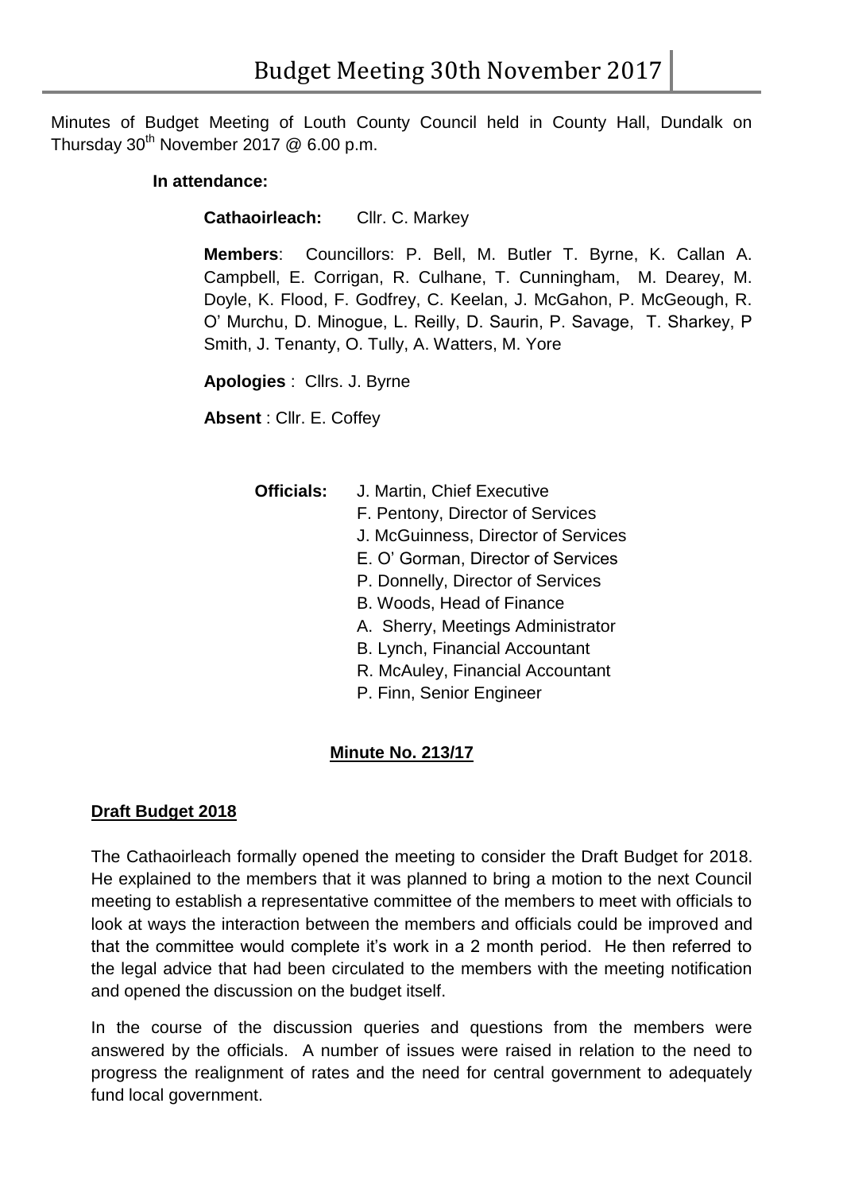Minutes of Budget Meeting of Louth County Council held in County Hall, Dundalk on Thursday 30th November 2017 @ 6.00 p.m.

**In attendance:**

**Cathaoirleach:** Cllr. C. Markey

**Members**: Councillors: P. Bell, M. Butler T. Byrne, K. Callan A. Campbell, E. Corrigan, R. Culhane, T. Cunningham, M. Dearey, M. Doyle, K. Flood, F. Godfrey, C. Keelan, J. McGahon, P. McGeough, R. O' Murchu, D. Minogue, L. Reilly, D. Saurin, P. Savage, T. Sharkey, P Smith, J. Tenanty, O. Tully, A. Watters, M. Yore

**Apologies** : Cllrs. J. Byrne

**Absent** : Cllr. E. Coffey

**Officials:**
- J. Martin, Chief Executive
- F. Pentony, Director of Services
- J. McGuinness, Director of Services
- E. O' Gorman, Director of Services
- P. Donnelly, Director of Services
- B. Woods, Head of Finance
- A. Sherry, Meetings Administrator
- B. Lynch, Financial Accountant
- R. McAuley, Financial Accountant
- P. Finn, Senior Engineer

## Minute No. 213/17

### Draft Budget 2018

The Cathaoirleach formally opened the meeting to consider the Draft Budget for 2018. He explained to the members that it was planned to bring a motion to the next Council meeting to establish a representative committee of the members to meet with officials to look at ways the interaction between the members and officials could be improved and that the committee would complete it's work in a 2 month period. He then referred to the legal advice that had been circulated to the members with the meeting notification and opened the discussion on the budget itself.

In the course of the discussion queries and questions from the members were answered by the officials. A number of issues were raised in relation to the need to progress the realignment of rates and the need for central government to adequately fund local government.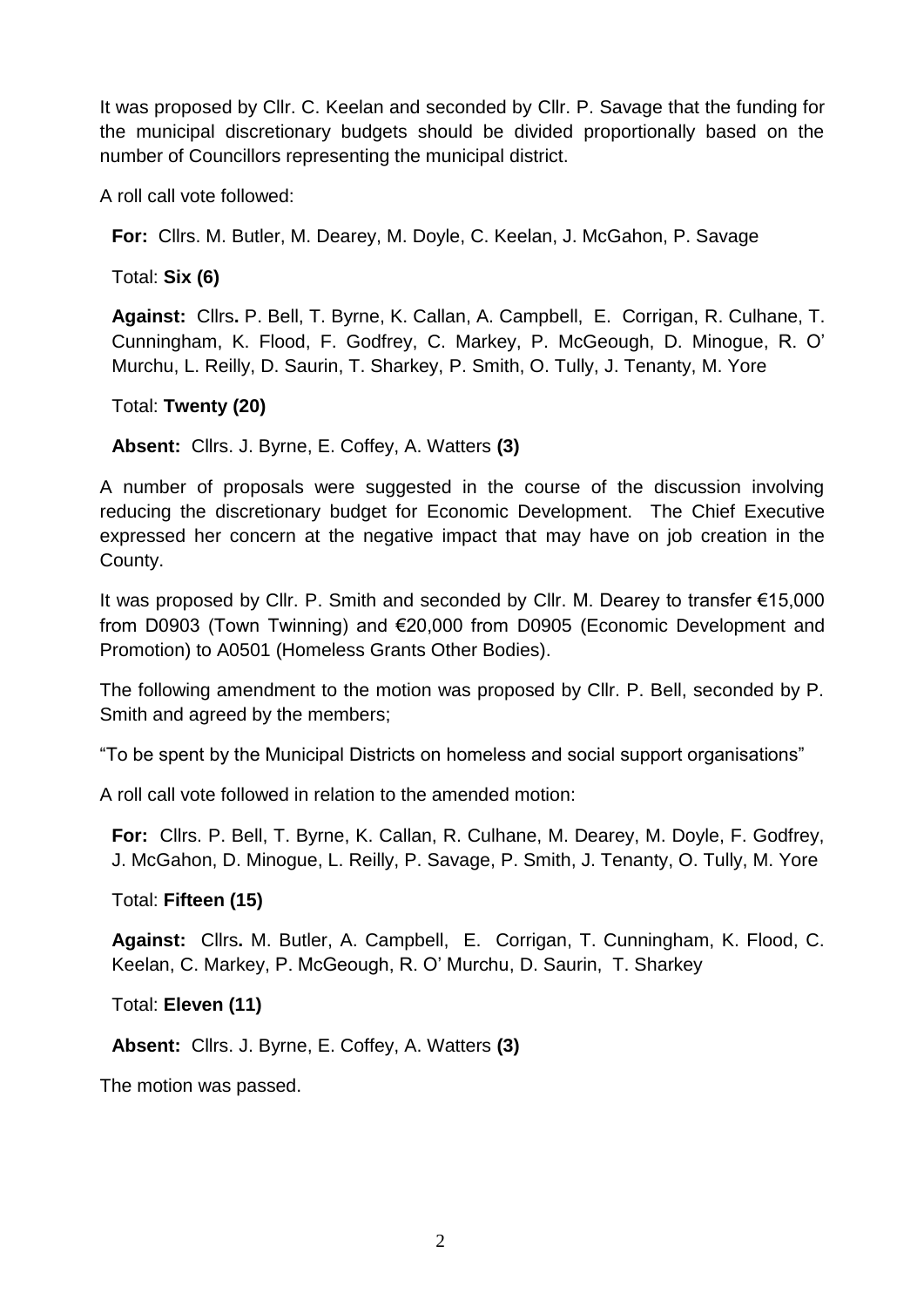It was proposed by Cllr. C. Keelan and seconded by Cllr. P. Savage that the funding for the municipal discretionary budgets should be divided proportionally based on the number of Councillors representing the municipal district.

A roll call vote followed:

**For:** Cllrs. M. Butler, M. Dearey, M. Doyle, C. Keelan, J. McGahon, P. Savage

Total: **Six (6)**

**Against:** Cllrs**.** P. Bell, T. Byrne, K. Callan, A. Campbell, E. Corrigan, R. Culhane, T. Cunningham, K. Flood, F. Godfrey, C. Markey, P. McGeough, D. Minogue, R. O' Murchu, L. Reilly, D. Saurin, T. Sharkey, P. Smith, O. Tully, J. Tenanty, M. Yore

Total: **Twenty (20)**

**Absent:** Cllrs. J. Byrne, E. Coffey, A. Watters **(3)**

A number of proposals were suggested in the course of the discussion involving reducing the discretionary budget for Economic Development. The Chief Executive expressed her concern at the negative impact that may have on job creation in the County.

It was proposed by Cllr. P. Smith and seconded by Cllr. M. Dearey to transfer €15,000 from D0903 (Town Twinning) and €20,000 from D0905 (Economic Development and Promotion) to A0501 (Homeless Grants Other Bodies).

The following amendment to the motion was proposed by Cllr. P. Bell, seconded by P. Smith and agreed by the members;

"To be spent by the Municipal Districts on homeless and social support organisations"

A roll call vote followed in relation to the amended motion:

**For:** Cllrs. P. Bell, T. Byrne, K. Callan, R. Culhane, M. Dearey, M. Doyle, F. Godfrey, J. McGahon, D. Minogue, L. Reilly, P. Savage, P. Smith, J. Tenanty, O. Tully, M. Yore

Total: **Fifteen (15)**

**Against:** Cllrs**.** M. Butler, A. Campbell, E. Corrigan, T. Cunningham, K. Flood, C. Keelan, C. Markey, P. McGeough, R. O' Murchu, D. Saurin, T. Sharkey

Total: **Eleven (11)**

**Absent:** Cllrs. J. Byrne, E. Coffey, A. Watters **(3)**

The motion was passed.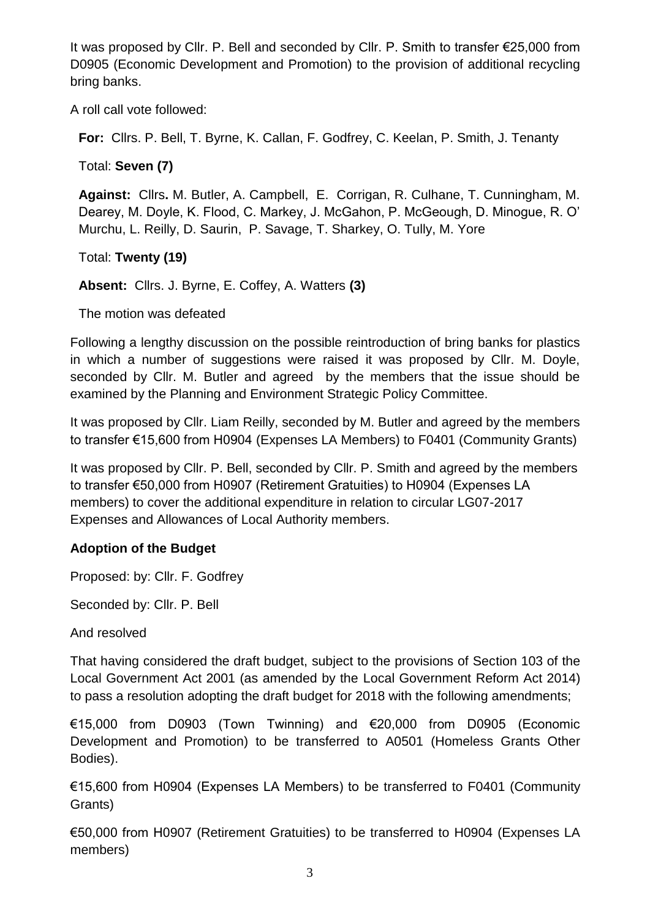It was proposed by Cllr. P. Bell and seconded by Cllr. P. Smith to transfer €25,000 from D0905 (Economic Development and Promotion) to the provision of additional recycling bring banks.

A roll call vote followed:

**For:** Cllrs. P. Bell, T. Byrne, K. Callan, F. Godfrey, C. Keelan, P. Smith, J. Tenanty

Total: **Seven (7)**

**Against:** Cllrs**.** M. Butler, A. Campbell, E. Corrigan, R. Culhane, T. Cunningham, M. Dearey, M. Doyle, K. Flood, C. Markey, J. McGahon, P. McGeough, D. Minogue, R. O' Murchu, L. Reilly, D. Saurin, P. Savage, T. Sharkey, O. Tully, M. Yore

Total: **Twenty (19)**

**Absent:** Cllrs. J. Byrne, E. Coffey, A. Watters **(3)**

The motion was defeated

Following a lengthy discussion on the possible reintroduction of bring banks for plastics in which a number of suggestions were raised it was proposed by Cllr. M. Doyle, seconded by Cllr. M. Butler and agreed by the members that the issue should be examined by the Planning and Environment Strategic Policy Committee.

It was proposed by Cllr. Liam Reilly, seconded by M. Butler and agreed by the members to transfer €15,600 from H0904 (Expenses LA Members) to F0401 (Community Grants)

It was proposed by Cllr. P. Bell, seconded by Cllr. P. Smith and agreed by the members to transfer €50,000 from H0907 (Retirement Gratuities) to H0904 (Expenses LA members) to cover the additional expenditure in relation to circular LG07-2017 Expenses and Allowances of Local Authority members.

**Adoption of the Budget**

Proposed: by: Cllr. F. Godfrey

Seconded by: Cllr. P. Bell

And resolved

That having considered the draft budget, subject to the provisions of Section 103 of the Local Government Act 2001 (as amended by the Local Government Reform Act 2014) to pass a resolution adopting the draft budget for 2018 with the following amendments;

€15,000 from D0903 (Town Twinning) and €20,000 from D0905 (Economic Development and Promotion) to be transferred to A0501 (Homeless Grants Other Bodies).

€15,600 from H0904 (Expenses LA Members) to be transferred to F0401 (Community Grants)

€50,000 from H0907 (Retirement Gratuities) to be transferred to H0904 (Expenses LA members)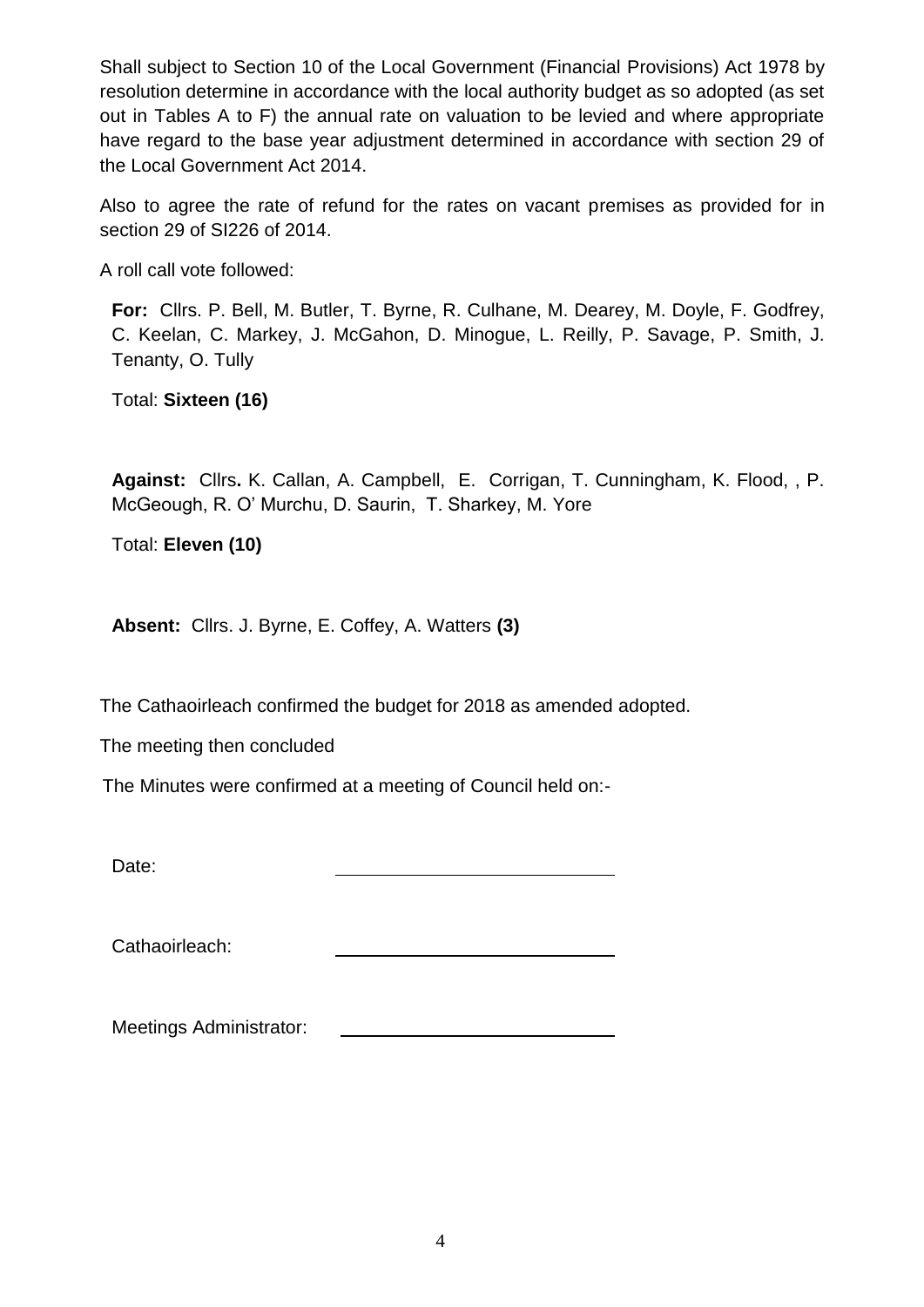Shall subject to Section 10 of the Local Government (Financial Provisions) Act 1978 by resolution determine in accordance with the local authority budget as so adopted (as set out in Tables A to F) the annual rate on valuation to be levied and where appropriate have regard to the base year adjustment determined in accordance with section 29 of the Local Government Act 2014.

Also to agree the rate of refund for the rates on vacant premises as provided for in section 29 of SI226 of 2014.

A roll call vote followed:

**For:** Cllrs. P. Bell, M. Butler, T. Byrne, R. Culhane, M. Dearey, M. Doyle, F. Godfrey, C. Keelan, C. Markey, J. McGahon, D. Minogue, L. Reilly, P. Savage, P. Smith, J. Tenanty, O. Tully

Total: **Sixteen (16)**

**Against:** Cllrs**.** K. Callan, A. Campbell, E. Corrigan, T. Cunningham, K. Flood, , P. McGeough, R. O' Murchu, D. Saurin, T. Sharkey, M. Yore

Total: **Eleven (10)**

**Absent:** Cllrs. J. Byrne, E. Coffey, A. Watters **(3)**

The Cathaoirleach confirmed the budget for 2018 as amended adopted.

The meeting then concluded

The Minutes were confirmed at a meeting of Council held on:-

Date: \_\_\_\_\_\_\_\_\_\_\_\_\_\_\_\_\_\_\_\_\_\_\_\_

Cathaoirleach: \_\_\_\_\_\_\_\_\_\_\_\_\_\_\_\_\_\_\_\_\_\_\_\_

Meetings Administrator: \_\_\_\_\_\_\_\_\_\_\_\_\_\_\_\_\_\_\_\_\_\_\_\_